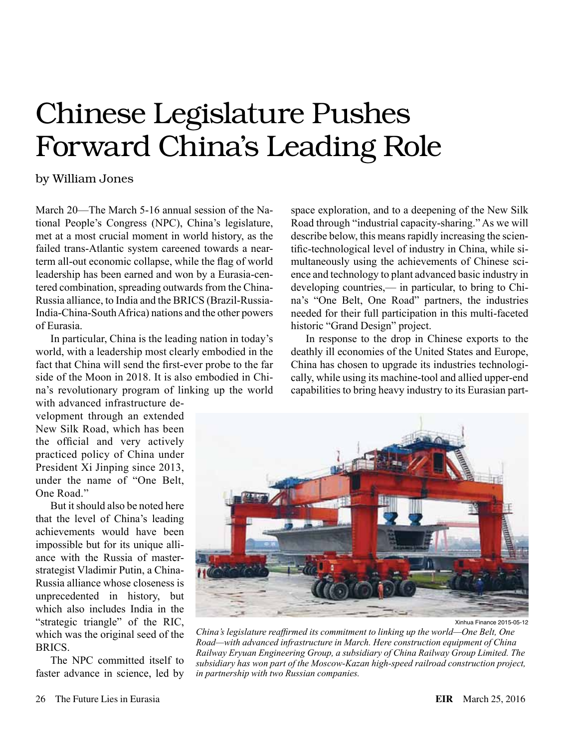# Chinese Legislature Pushes Forward China's Leading Role

by William Jones

March 20—The March 5-16 annual session of the National People's Congress (NPC), China's legislature, met at a most crucial moment in world history, as the failed trans-Atlantic system careened towards a near-term all-out economic collapse, while the flag of world leadership has been earned and won by a Eurasia-centered combination, spreading outwards from the China-Russia alliance, to India and the BRICS (Brazil-Russia-India-China-South Africa) nations and the other powers of Eurasia.

In particular, China is the leading nation in today's world, with a leadership most clearly embodied in the fact that China will send the first-ever probe to the far side of the Moon in 2018. It is also embodied in China's revolutionary program of linking up the world with advanced infrastructure development through an extended New Silk Road, which has been the official and very actively practiced policy of China under President Xi Jinping since 2013, under the name of "One Belt, One Road."

But it should also be noted here that the level of China's leading achievements would have been impossible but for its unique alliance with the Russia of master-strategist Vladimir Putin, a China-Russia alliance whose closeness is unprecedented in history, but which also includes India in the "strategic triangle" of the RIC, which was the original seed of the BRICS.

The NPC committed itself to faster advance in science, led by space exploration, and to a deepening of the New Silk Road through "industrial capacity-sharing." As we will describe below, this means rapidly increasing the scientific-technological level of industry in China, while simultaneously using the achievements of Chinese science and technology to plant advanced basic industry in developing countries,— in particular, to bring to China's "One Belt, One Road" partners, the industries needed for their full participation in this multi-faceted historic "Grand Design" project.

In response to the drop in Chinese exports to the deathly ill economies of the United States and Europe, China has chosen to upgrade its industries technologically, while using its machine-tool and allied upper-end capabilities to bring heavy industry to its Eurasian part-

Xinhua Finance 2015-05-12

*China's legislature reaffirmed its commitment to linking up the world—One Belt, One Road—with advanced infrastructure in March. Here construction equipment of China Railway Eryuan Engineering Group, a subsidiary of China Railway Group Limited. The subsidiary has won part of the Moscow-Kazan high-speed railroad construction project, in partnership with two Russian companies.*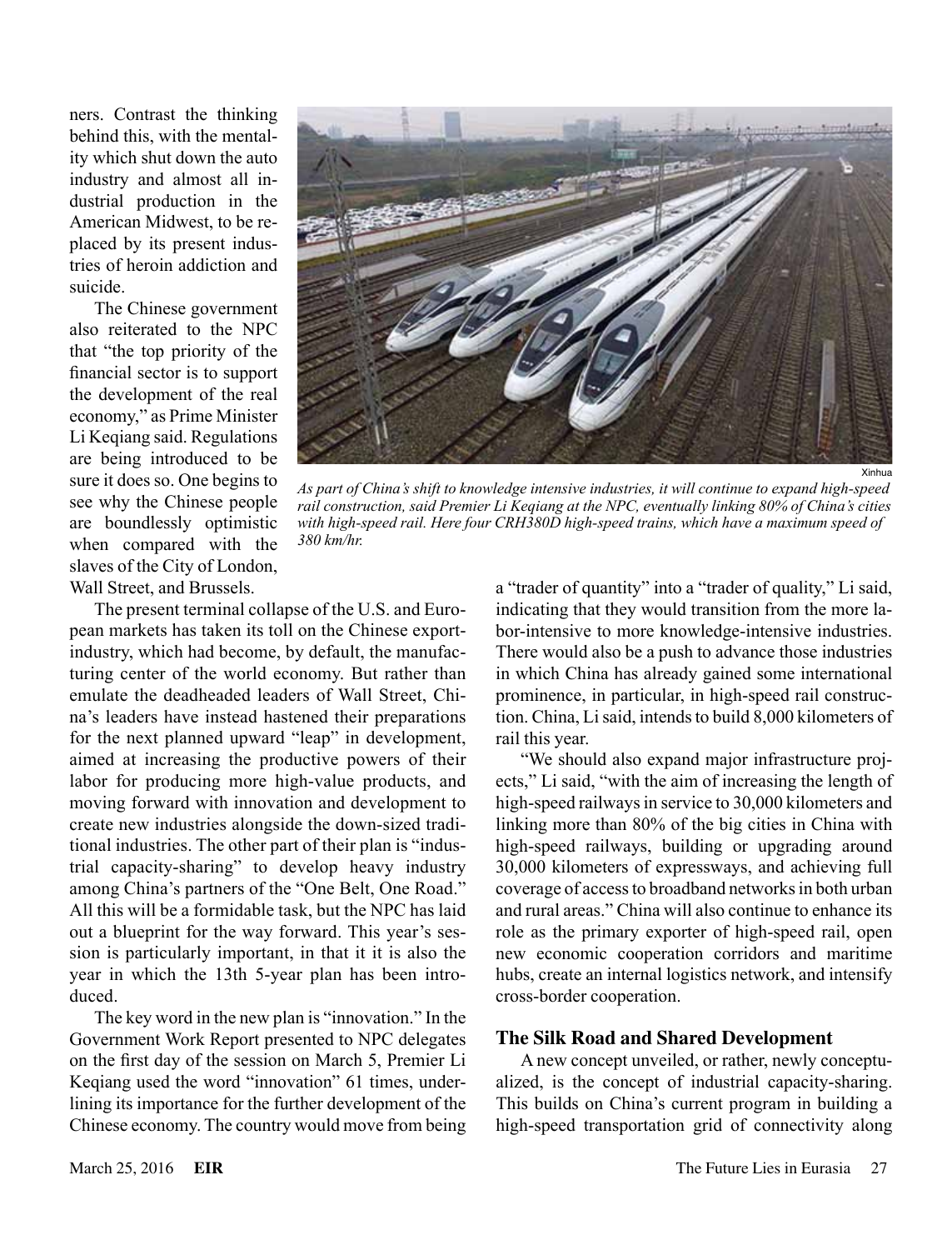ners. Contrast the thinking behind this, with the mentality which shut down the auto industry and almost all industrial production in the American Midwest, to be replaced by its present industries of heroin addiction and suicide.

The Chinese government also reiterated to the NPC that "the top priority of the financial sector is to support the development of the real economy," as Prime Minister Li Keqiang said. Regulations are being introduced to be sure it does so. One begins to see why the Chinese people are boundlessly optimistic when compared with the slaves of the City of London, Wall Street, and Brussels.

Xinhua

*As part of China's shift to knowledge intensive industries, it will continue to expand high-speed rail construction, said Premier Li Keqiang at the NPC, eventually linking 80% of China's cities with high-speed rail. Here four CRH380D high-speed trains, which have a maximum speed of 380 km/hr.*

The present terminal collapse of the U.S. and European markets has taken its toll on the Chinese export-industry, which had become, by default, the manufacturing center of the world economy. But rather than emulate the deadheaded leaders of Wall Street, China's leaders have instead hastened their preparations for the next planned upward "leap" in development, aimed at increasing the productive powers of their labor for producing more high-value products, and moving forward with innovation and development to create new industries alongside the down-sized traditional industries. The other part of their plan is "industrial capacity-sharing" to develop heavy industry among China's partners of the "One Belt, One Road." All this will be a formidable task, but the NPC has laid out a blueprint for the way forward. This year's session is particularly important, in that it it is also the year in which the 13th 5-year plan has been introduced.

The key word in the new plan is "innovation." In the Government Work Report presented to NPC delegates on the first day of the session on March 5, Premier Li Keqiang used the word "innovation" 61 times, underlining its importance for the further development of the Chinese economy. The country would move from being a "trader of quantity" into a "trader of quality," Li said, indicating that they would transition from the more labor-intensive to more knowledge-intensive industries. There would also be a push to advance those industries in which China has already gained some international prominence, in particular, in high-speed rail construction. China, Li said, intends to build 8,000 kilometers of rail this year.

"We should also expand major infrastructure projects," Li said, "with the aim of increasing the length of high-speed railways in service to 30,000 kilometers and linking more than 80% of the big cities in China with high-speed railways, building or upgrading around 30,000 kilometers of expressways, and achieving full coverage of access to broadband networks in both urban and rural areas." China will also continue to enhance its role as the primary exporter of high-speed rail, open new economic cooperation corridors and maritime hubs, create an internal logistics network, and intensify cross-border cooperation.

## The Silk Road and Shared Development

A new concept unveiled, or rather, newly conceptualized, is the concept of industrial capacity-sharing. This builds on China's current program in building a high-speed transportation grid of connectivity along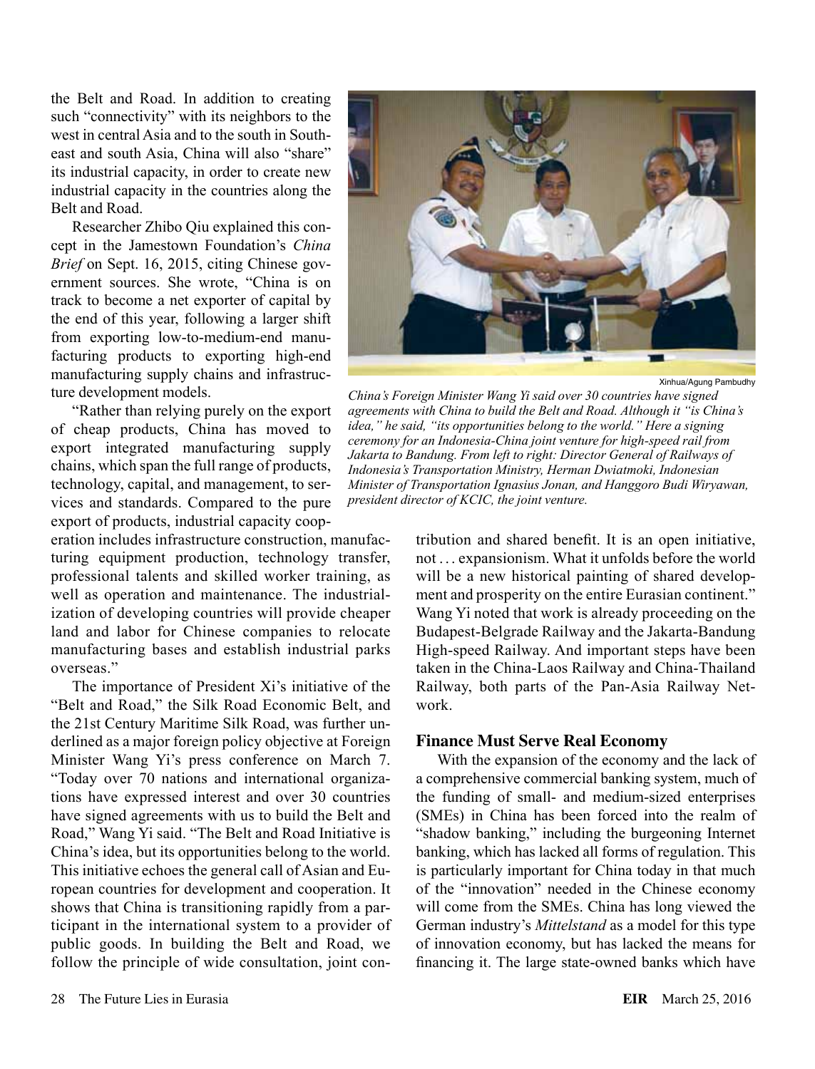the Belt and Road. In addition to creating such "connectivity" with its neighbors to the west in central Asia and to the south in Southeast and south Asia, China will also "share" its industrial capacity, in order to create new industrial capacity in the countries along the Belt and Road.

Researcher Zhibo Qiu explained this concept in the Jamestown Foundation's *China Brief* on Sept. 16, 2015, citing Chinese government sources. She wrote, "China is on track to become a net exporter of capital by the end of this year, following a larger shift from exporting low-to-medium-end manufacturing products to exporting high-end manufacturing supply chains and infrastructure development models.

"Rather than relying purely on the export of cheap products, China has moved to export integrated manufacturing supply chains, which span the full range of products, technology, capital, and management, to services and standards. Compared to the pure export of products, industrial capacity cooperation includes infrastructure construction, manufacturing equipment production, technology transfer, professional talents and skilled worker training, as well as operation and maintenance. The industrialization of developing countries will provide cheaper land and labor for Chinese companies to relocate manufacturing bases and establish industrial parks overseas."

Xinhua/Agung Pambudhy

*China's Foreign Minister Wang Yi said over 30 countries have signed agreements with China to build the Belt and Road. Although it "is China's idea," he said, "its opportunities belong to the world." Here a signing ceremony for an Indonesia-China joint venture for high-speed rail from Jakarta to Bandung. From left to right: Director General of Railways of Indonesia's Transportation Ministry, Herman Dwiatmoki, Indonesian Minister of Transportation Ignasius Jonan, and Hanggoro Budi Wiryawan, president director of KCIC, the joint venture.*

The importance of President Xi's initiative of the "Belt and Road," the Silk Road Economic Belt, and the 21st Century Maritime Silk Road, was further underlined as a major foreign policy objective at Foreign Minister Wang Yi's press conference on March 7. "Today over 70 nations and international organizations have expressed interest and over 30 countries have signed agreements with us to build the Belt and Road," Wang Yi said. "The Belt and Road Initiative is China's idea, but its opportunities belong to the world. This initiative echoes the general call of Asian and European countries for development and cooperation. It shows that China is transitioning rapidly from a participant in the international system to a provider of public goods. In building the Belt and Road, we follow the principle of wide consultation, joint contribution and shared benefit. It is an open initiative, not . . . expansionism. What it unfolds before the world will be a new historical painting of shared development and prosperity on the entire Eurasian continent." Wang Yi noted that work is already proceeding on the Budapest-Belgrade Railway and the Jakarta-Bandung High-speed Railway. And important steps have been taken in the China-Laos Railway and China-Thailand Railway, both parts of the Pan-Asia Railway Network.

## Finance Must Serve Real Economy

With the expansion of the economy and the lack of a comprehensive commercial banking system, much of the funding of small- and medium-sized enterprises (SMEs) in China has been forced into the realm of "shadow banking," including the burgeoning Internet banking, which has lacked all forms of regulation. This is particularly important for China today in that much of the "innovation" needed in the Chinese economy will come from the SMEs. China has long viewed the German industry's *Mittelstand* as a model for this type of innovation economy, but has lacked the means for financing it. The large state-owned banks which have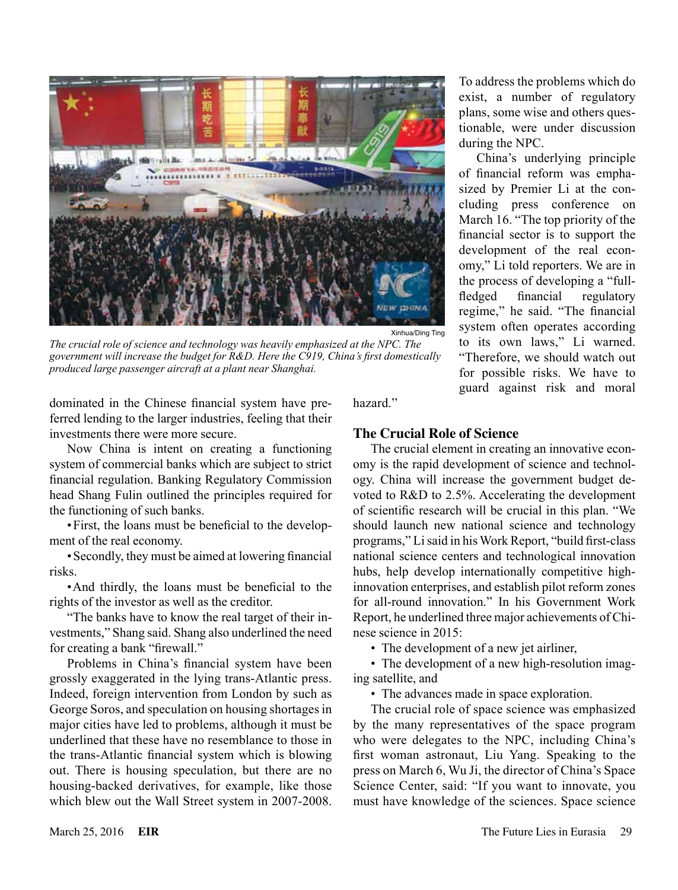Xinhua/Ding Ting

*The crucial role of science and technology was heavily emphasized at the NPC. The government will increase the budget for R&D. Here the C919, China's first domestically produced large passenger aircraft at a plant near Shanghai.*

dominated in the Chinese financial system have preferred lending to the larger industries, feeling that their investments there were more secure.

Now China is intent on creating a functioning system of commercial banks which are subject to strict financial regulation. Banking Regulatory Commission head Shang Fulin outlined the principles required for the functioning of such banks.

- First, the loans must be beneficial to the development of the real economy.
- Secondly, they must be aimed at lowering financial risks.
- And thirdly, the loans must be beneficial to the rights of the investor as well as the creditor.

"The banks have to know the real target of their investments," Shang said. Shang also underlined the need for creating a bank "firewall."

Problems in China's financial system have been grossly exaggerated in the lying trans-Atlantic press. Indeed, foreign intervention from London by such as George Soros, and speculation on housing shortages in major cities have led to problems, although it must be underlined that these have no resemblance to those in the trans-Atlantic financial system which is blowing out. There is housing speculation, but there are no housing-backed derivatives, for example, like those which blew out the Wall Street system in 2007-2008. To address the problems which do exist, a number of regulatory plans, some wise and others questionable, were under discussion during the NPC.

China's underlying principle of financial reform was emphasized by Premier Li at the concluding press conference on March 16. "The top priority of the financial sector is to support the development of the real economy," Li told reporters. We are in the process of developing a "full-fledged financial regulatory regime," he said. "The financial system often operates according to its own laws," Li warned. "Therefore, we should watch out for possible risks. We have to guard against risk and moral hazard."

## The Crucial Role of Science

The crucial element in creating an innovative economy is the rapid development of science and technology. China will increase the government budget devoted to R&D to 2.5%. Accelerating the development of scientific research will be crucial in this plan. "We should launch new national science and technology programs," Li said in his Work Report, "build first-class national science centers and technological innovation hubs, help develop internationally competitive high-innovation enterprises, and establish pilot reform zones for all-round innovation." In his Government Work Report, he underlined three major achievements of Chinese science in 2015:

- The development of a new jet airliner,
- The development of a new high-resolution imaging satellite, and
- The advances made in space exploration.

The crucial role of space science was emphasized by the many representatives of the space program who were delegates to the NPC, including China's first woman astronaut, Liu Yang. Speaking to the press on March 6, Wu Ji, the director of China's Space Science Center, said: "If you want to innovate, you must have knowledge of the sciences. Space science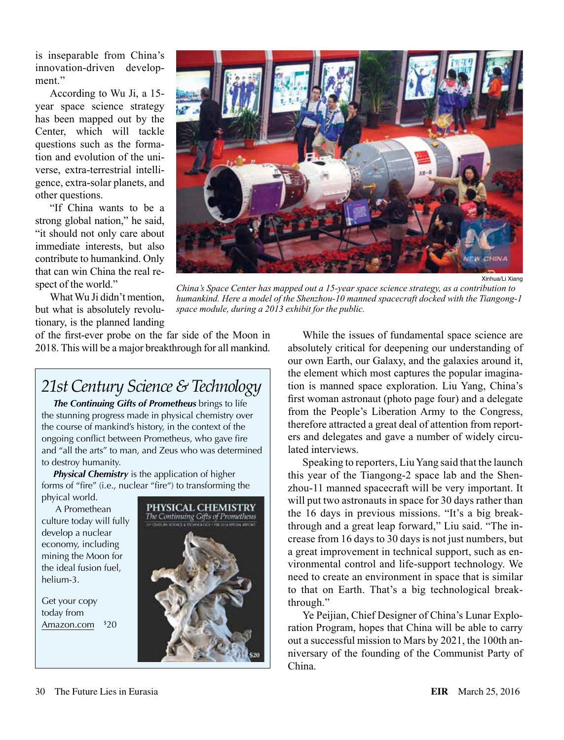is inseparable from China's innovation-driven development."

According to Wu Ji, a 15-year space science strategy has been mapped out by the Center, which will tackle questions such as the formation and evolution of the universe, extra-terrestrial intelligence, extra-solar planets, and other questions.

"If China wants to be a strong global nation," he said, "it should not only care about immediate interests, but also contribute to humankind. Only that can win China the real respect of the world."

What Wu Ji didn't mention, but what is absolutely revolutionary, is the planned landing of the first-ever probe on the far side of the Moon in 2018. This will be a major breakthrough for all mankind.

Xinhua/Li Xiang

*China's Space Center has mapped out a 15-year space science strategy, as a contribution to humankind. Here a model of the Shenzhou-10 manned spacecraft docked with the Tiangong-1 space module, during a 2013 exhibit for the public.*

## 21st Century Science & Technology

***The Continuing Gifts of Prometheus*** brings to life the stunning progress made in physical chemistry over the course of mankind's history, in the context of the ongoing conflict between Prometheus, who gave fire and "all the arts" to man, and Zeus who was determined to destroy humanity.

***Physical Chemistry*** is the application of higher forms of "fire" (i.e., nuclear "fire") to transforming the physical world.

A Promethean culture today will fully develop a nuclear economy, including mining the Moon for the ideal fusion fuel, helium-3.

Get your copy today from Amazon.com $20

While the issues of fundamental space science are absolutely critical for deepening our understanding of our own Earth, our Galaxy, and the galaxies around it, the element which most captures the popular imagination is manned space exploration. Liu Yang, China's first woman astronaut (photo page four) and a delegate from the People's Liberation Army to the Congress, therefore attracted a great deal of attention from reporters and delegates and gave a number of widely circulated interviews.

Speaking to reporters, Liu Yang said that the launch this year of the Tiangong-2 space lab and the Shenzhou-11 manned spacecraft will be very important. It will put two astronauts in space for 30 days rather than the 16 days in previous missions. "It's a big breakthrough and a great leap forward," Liu said. "The increase from 16 days to 30 days is not just numbers, but a great improvement in technical support, such as environmental control and life-support technology. We need to create an environment in space that is similar to that on Earth. That's a big technological breakthrough."

Ye Peijian, Chief Designer of China's Lunar Exploration Program, hopes that China will be able to carry out a successful mission to Mars by 2021, the 100th anniversary of the founding of the Communist Party of China.